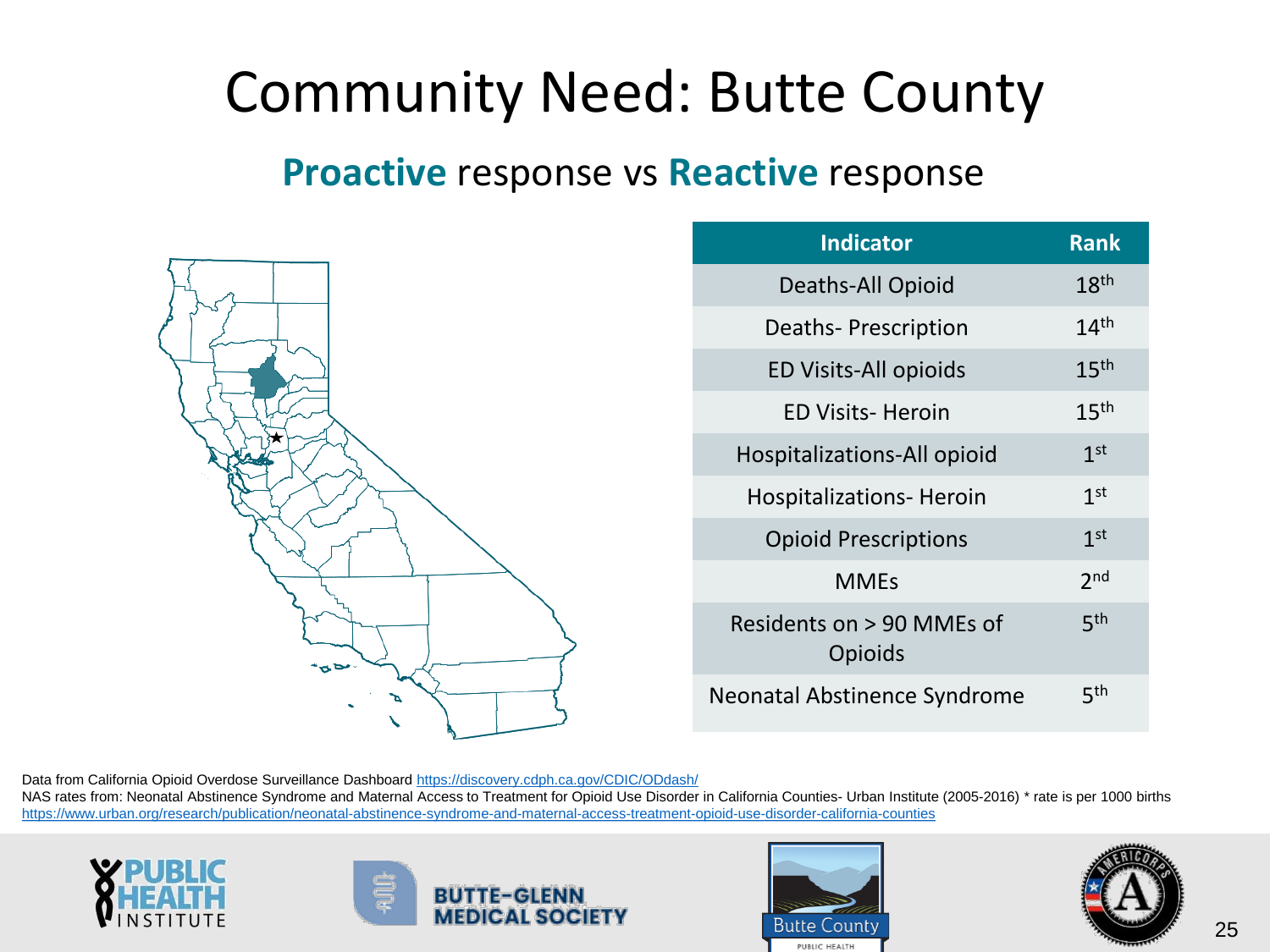# Community Need: Butte County

## **Proactive** response vs **Reactive** response

| Indicator | Rank |
|---|---|
| Deaths-All Opioid | 18th |
| Deaths- Prescription | 14th |
| ED Visits-All opioids | 15th |
| ED Visits- Heroin | 15th |
| Hospitalizations-All opioid | 1st |
| Hospitalizations- Heroin | 1st |
| Opioid Prescriptions | 1st |
| MMEs | 2nd |
| Residents on > 90 MMEs of Opioids | 5th |
| Neonatal Abstinence Syndrome | 5th |

Data from California Opioid Overdose Surveillance Dashboard https://discovery.cdph.ca.gov/CDIC/ODdash/

NAS rates from: Neonatal Abstinence Syndrome and Maternal Access to Treatment for Opioid Use Disorder in California Counties- Urban Institute (2005-2016) * rate is per 1000 births https://www.urban.org/research/publication/neonatal-abstinence-syndrome-and-maternal-access-treatment-opioid-use-disorder-california-counties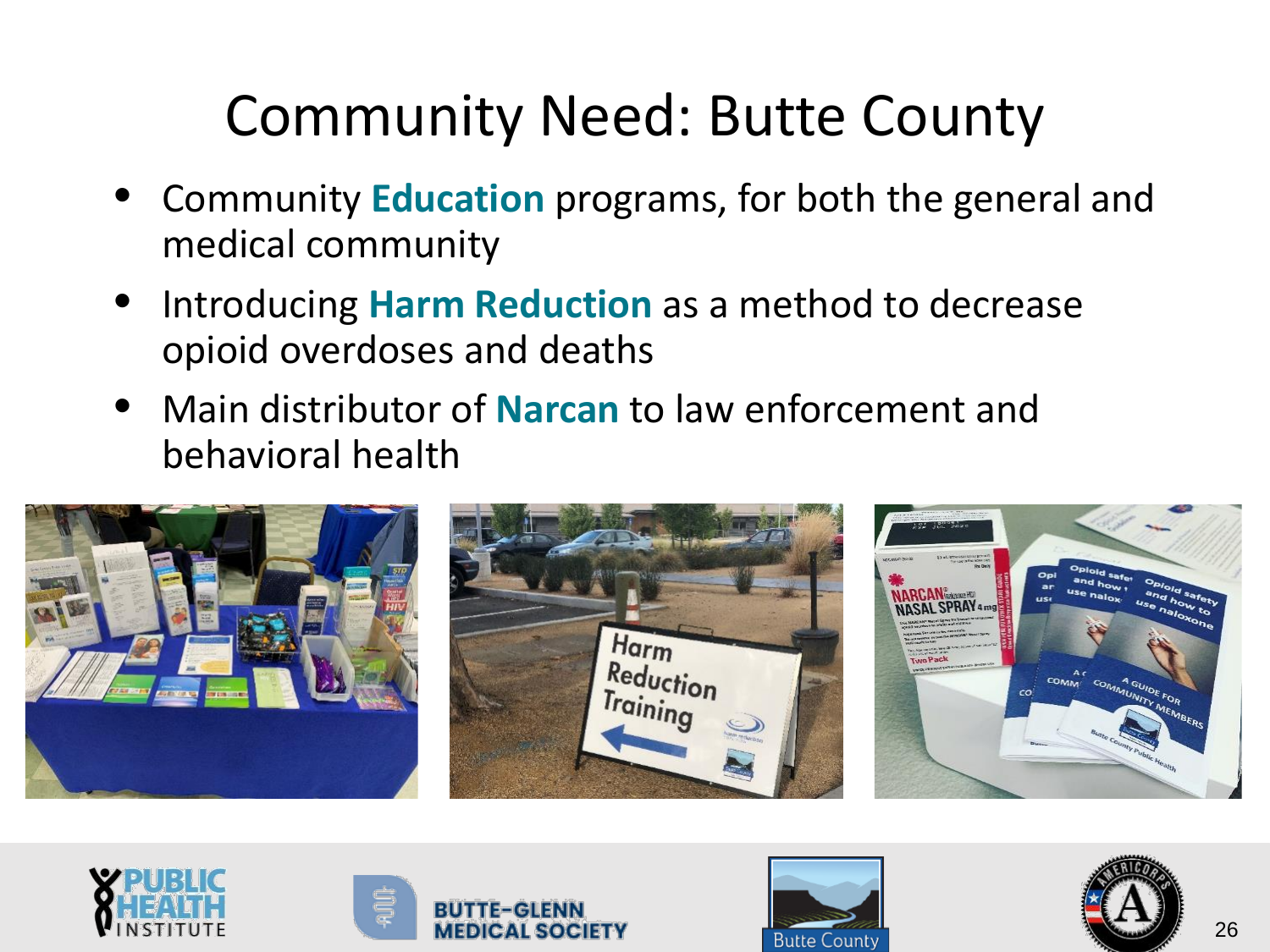# Community Need: Butte County

- Community **Education** programs, for both the general and medical community
- Introducing **Harm Reduction** as a method to decrease opioid overdoses and deaths
- Main distributor of **Narcan** to law enforcement and behavioral health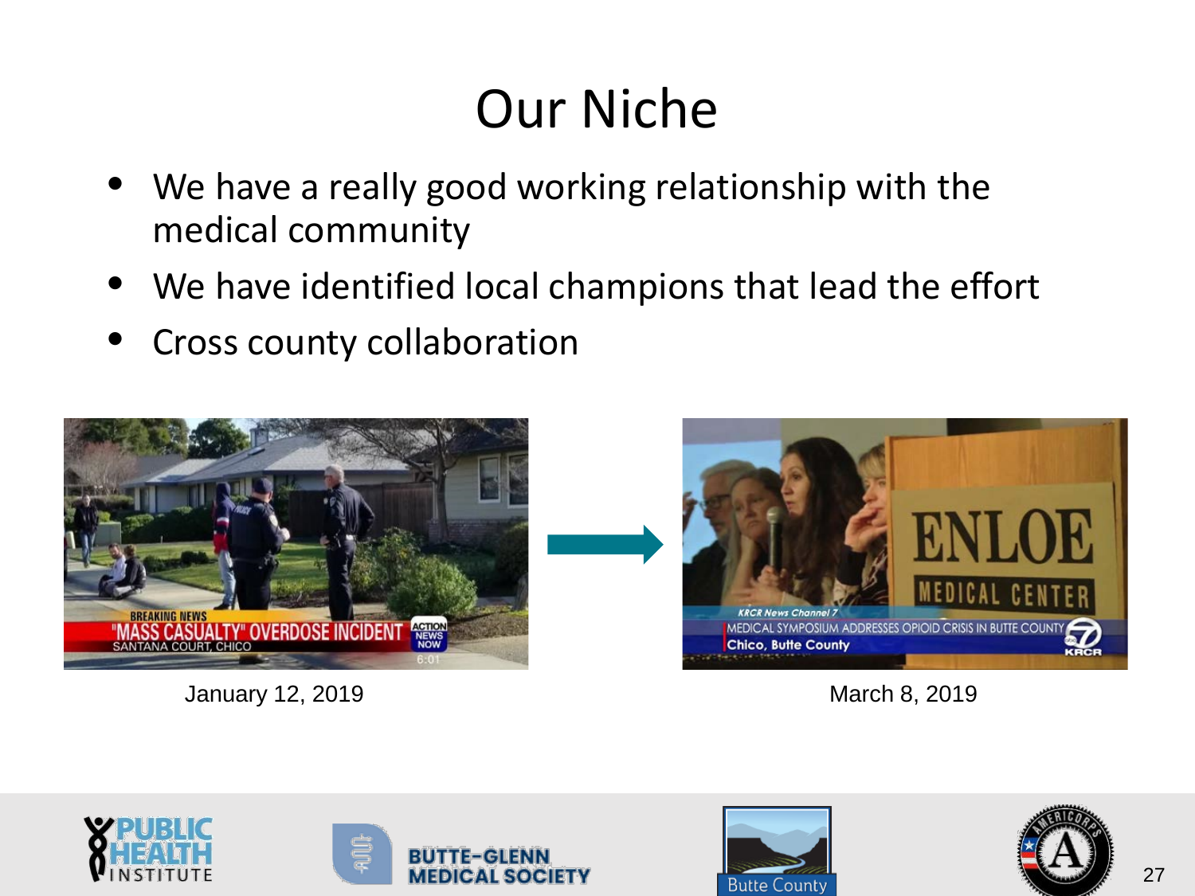# Our Niche

- We have a really good working relationship with the medical community
- We have identified local champions that lead the effort
- Cross county collaboration

January 12, 2019

March 8, 2019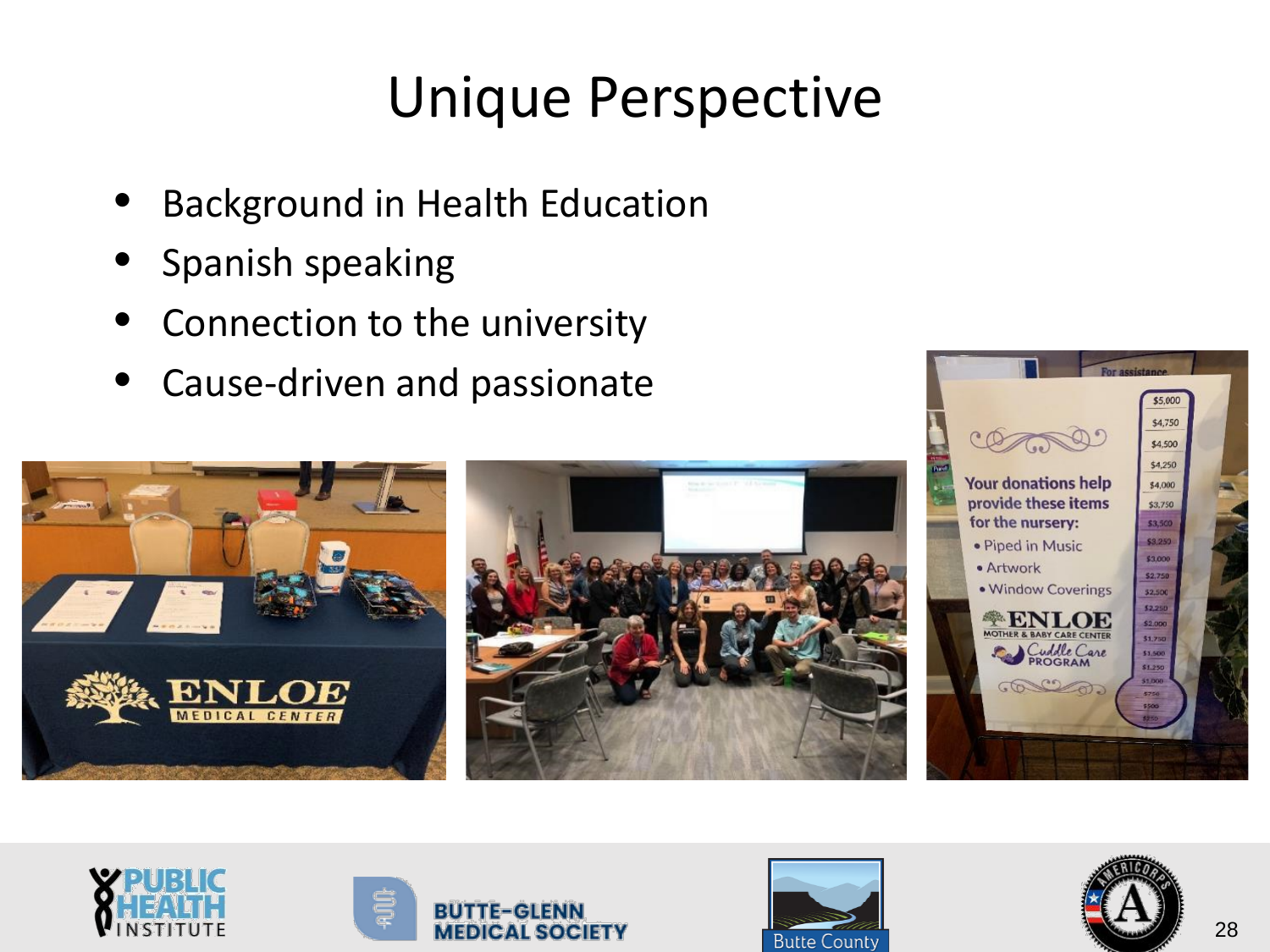# Unique Perspective

- Background in Health Education
- Spanish speaking
- Connection to the university
- Cause-driven and passionate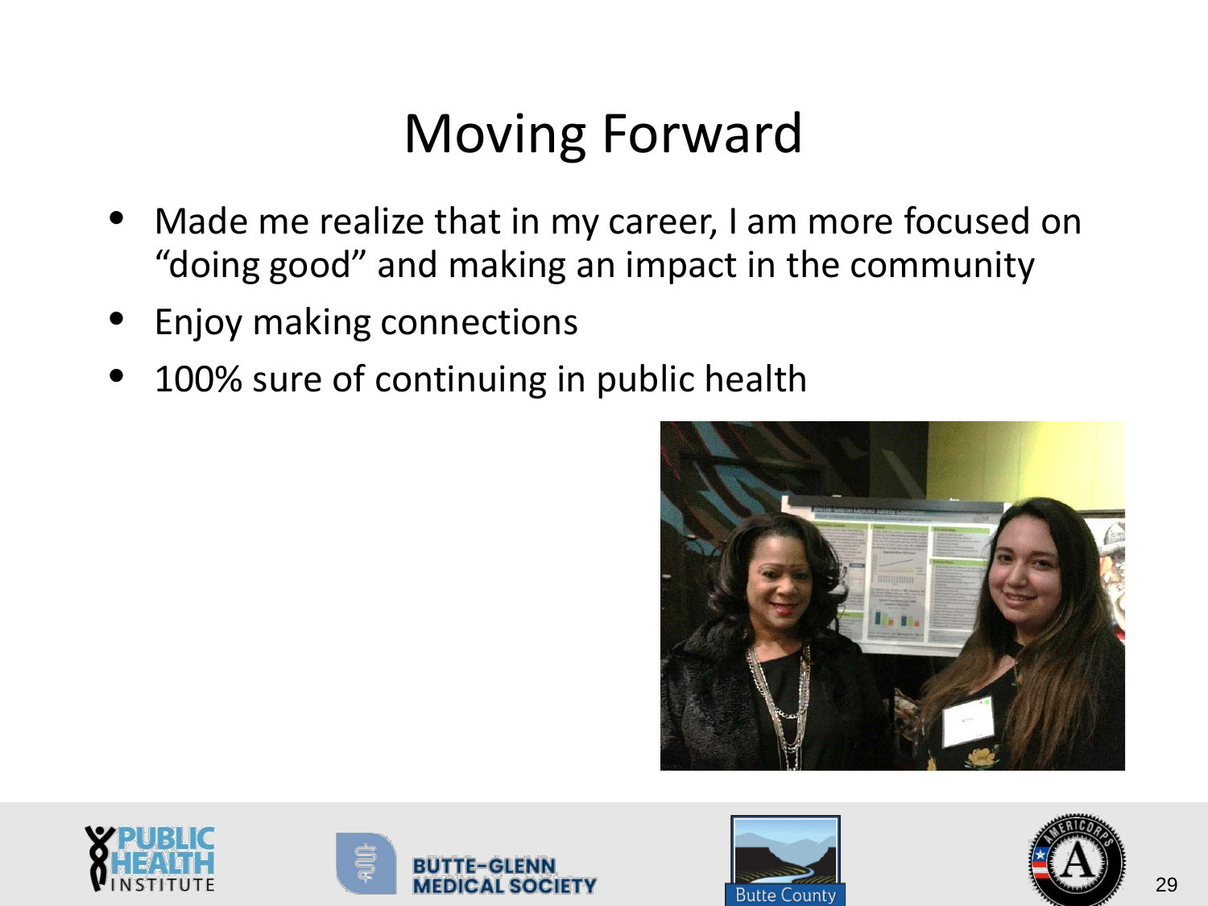# Moving Forward

- Made me realize that in my career, I am more focused on "doing good" and making an impact in the community
- Enjoy making connections
- 100% sure of continuing in public health